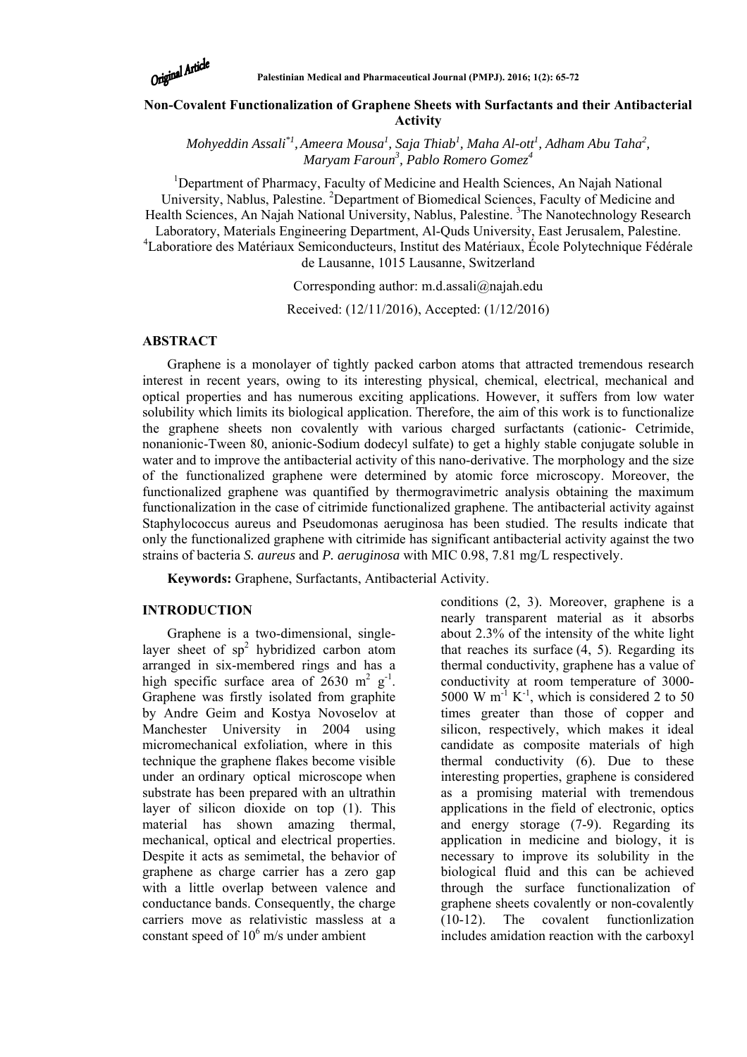# Non-Covalent Functionalization of Graphene Sheets with Surfactants and their Antibacterial Activity

*Mohyeddin Assali*[*1], *Ameera Mousa*[1], *Saja Thiab*[1], *Maha Al-ott*[1], *Adham Abu Taha*[2], *Maryam Faroun*[3], *Pablo Romero Gomez*[4]

[1]Department of Pharmacy, Faculty of Medicine and Health Sciences, An Najah National University, Nablus, Palestine. [2]Department of Biomedical Sciences, Faculty of Medicine and Health Sciences, An Najah National University, Nablus, Palestine. [3]The Nanotechnology Research Laboratory, Materials Engineering Department, Al-Quds University, East Jerusalem, Palestine. [4]Laboratiore des Matériaux Semiconducteurs, Institut des Matériaux, École Polytechnique Fédérale de Lausanne, 1015 Lausanne, Switzerland

Corresponding author: m.d.assali@najah.edu

Received: (12/11/2016), Accepted: (1/12/2016)

## ABSTRACT

Graphene is a monolayer of tightly packed carbon atoms that attracted tremendous research interest in recent years, owing to its interesting physical, chemical, electrical, mechanical and optical properties and has numerous exciting applications. However, it suffers from low water solubility which limits its biological application. Therefore, the aim of this work is to functionalize the graphene sheets non covalently with various charged surfactants (cationic- Cetrimide, nonanionic-Tween 80, anionic-Sodium dodecyl sulfate) to get a highly stable conjugate soluble in water and to improve the antibacterial activity of this nano-derivative. The morphology and the size of the functionalized graphene were determined by atomic force microscopy. Moreover, the functionalized graphene was quantified by thermogravimetric analysis obtaining the maximum functionalization in the case of citrimide functionalized graphene. The antibacterial activity against Staphylococcus aureus and Pseudomonas aeruginosa has been studied. The results indicate that only the functionalized graphene with citrimide has significant antibacterial activity against the two strains of bacteria *S. aureus* and *P. aeruginosa* with MIC 0.98, 7.81 mg/L respectively.

**Keywords:** Graphene, Surfactants, Antibacterial Activity.

## INTRODUCTION

Graphene is a two-dimensional, single-layer sheet of $sp^2$ hybridized carbon atom arranged in six-membered rings and has a high specific surface area of 2630 $m^2$ $g^{-1}$. Graphene was firstly isolated from graphite by Andre Geim and Kostya Novoselov at Manchester University in 2004 using micromechanical exfoliation, where in this technique the graphene flakes become visible under an ordinary optical microscope when substrate has been prepared with an ultrathin layer of silicon dioxide on top (1). This material has shown amazing thermal, mechanical, optical and electrical properties. Despite it acts as semimetal, the behavior of graphene as charge carrier has a zero gap with a little overlap between valence and conductance bands. Consequently, the charge carriers move as relativistic massless at a constant speed of $10^6$ m/s under ambient conditions (2, 3). Moreover, graphene is a nearly transparent material as it absorbs about 2.3% of the intensity of the white light that reaches its surface (4, 5). Regarding its thermal conductivity, graphene has a value of conductivity at room temperature of 3000-5000 W $m^{-1}$ $K^{-1}$, which is considered 2 to 50 times greater than those of copper and silicon, respectively, which makes it ideal candidate as composite materials of high thermal conductivity (6). Due to these interesting properties, graphene is considered as a promising material with tremendous applications in the field of electronic, optics and energy storage (7-9). Regarding its application in medicine and biology, it is necessary to improve its solubility in the biological fluid and this can be achieved through the surface functionalization of graphene sheets covalently or non-covalently (10-12). The covalent functionlization includes amidation reaction with the carboxyl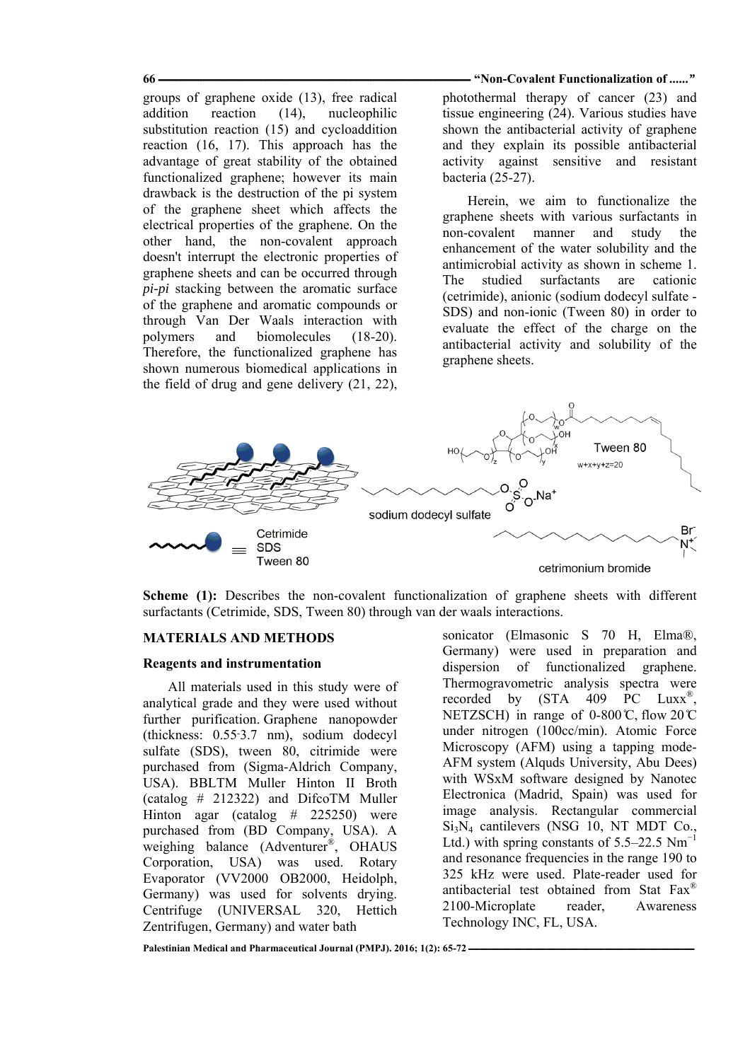groups of graphene oxide (13), free radical addition reaction (14), nucleophilic substitution reaction (15) and cycloaddition reaction (16, 17). This approach has the advantage of great stability of the obtained functionalized graphene; however its main drawback is the destruction of the pi system of the graphene sheet which affects the electrical properties of the graphene. On the other hand, the non-covalent approach doesn't interrupt the electronic properties of graphene sheets and can be occurred through *pi-pi* stacking between the aromatic surface of the graphene and aromatic compounds or through Van Der Waals interaction with polymers and biomolecules (18-20). Therefore, the functionalized graphene has shown numerous biomedical applications in the field of drug and gene delivery (21, 22), photothermal therapy of cancer (23) and tissue engineering (24). Various studies have shown the antibacterial activity of graphene and they explain its possible antibacterial activity against sensitive and resistant bacteria (25-27).

Herein, we aim to functionalize the graphene sheets with various surfactants in non-covalent manner and study the enhancement of the water solubility and the antimicrobial activity as shown in scheme 1. The studied surfactants are cationic (cetrimide), anionic (sodium dodecyl sulfate - SDS) and non-ionic (Tween 80) in order to evaluate the effect of the charge on the antibacterial activity and solubility of the graphene sheets.

**Scheme (1):** Describes the non-covalent functionalization of graphene sheets with different surfactants (Cetrimide, SDS, Tween 80) through van der waals interactions.

## MATERIALS AND METHODS

### Reagents and instrumentation

All materials used in this study were of analytical grade and they were used without further purification. Graphene nanopowder (thickness: 0.55-3.7 nm), sodium dodecyl sulfate (SDS), tween 80, citrimide were purchased from (Sigma-Aldrich Company, USA). BBLTM Muller Hinton II Broth (catalog # 212322) and DifcoTM Muller Hinton agar (catalog # 225250) were purchased from (BD Company, USA). A weighing balance (Adventurer®, OHAUS Corporation, USA) was used. Rotary Evaporator (VV2000 OB2000, Heidolph, Germany) was used for solvents drying. Centrifuge (UNIVERSAL 320, Hettich Zentrifugen, Germany) and water bath sonicator (Elmasonic S 70 H, Elma®, Germany) were used in preparation and dispersion of functionalized graphene. Thermogravometric analysis spectra were recorded by (STA 409 PC Luxx®, NETZSCH) in range of 0-800℃, flow 20℃ under nitrogen (100cc/min). Atomic Force Microscopy (AFM) using a tapping mode-AFM system (Alquds University, Abu Dees) with WSxM software designed by Nanotec Electronica (Madrid, Spain) was used for image analysis. Rectangular commercial $Si_3N_4$ cantilevers (NSG 10, NT MDT Co., Ltd.) with spring constants of 5.5–22.5 $Nm^{-1}$ and resonance frequencies in the range 190 to 325 kHz were used. Plate-reader used for antibacterial test obtained from Stat Fax® 2100-Microplate reader, Awareness Technology INC, FL, USA.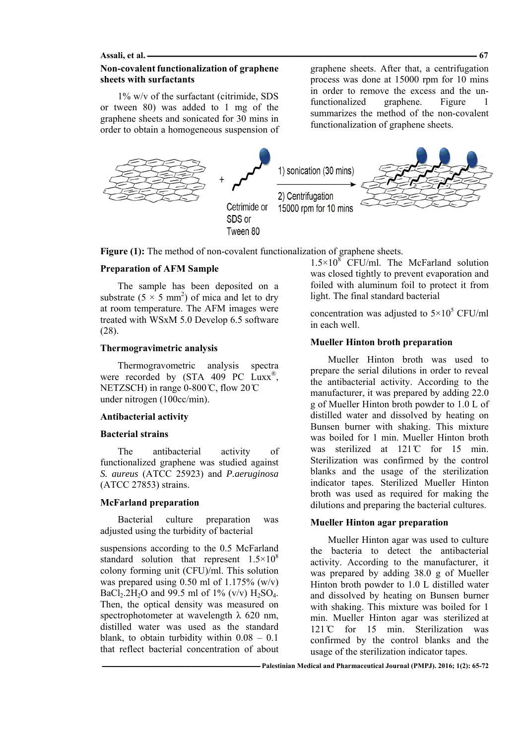### Non-covalent functionalization of graphene sheets with surfactants

1% w/v of the surfactant (citrimide, SDS or tween 80) was added to 1 mg of the graphene sheets and sonicated for 30 mins in order to obtain a homogeneous suspension of graphene sheets. After that, a centrifugation process was done at 15000 rpm for 10 mins in order to remove the excess and the un-functionalized graphene. Figure 1 summarizes the method of the non-covalent functionalization of graphene sheets.

**Figure (1):** The method of non-covalent functionalization of graphene sheets.

### Preparation of AFM Sample

The sample has been deposited on a substrate ($5 \times 5$ mm$^2$) of mica and let to dry at room temperature. The AFM images were treated with WSxM 5.0 Develop 6.5 software (28).

### Thermogravimetric analysis

Thermogravometric analysis spectra were recorded by (STA 409 PC Luxx®, NETZSCH) in range 0-800℃, flow 20℃ under nitrogen (100cc/min).

### Antibacterial activity

### Bacterial strains

The antibacterial activity of functionalized graphene was studied against *S. aureus* (ATCC 25923) and *P.aeruginosa* (ATCC 27853) strains.

### McFarland preparation

Bacterial culture preparation was adjusted using the turbidity of bacterial suspensions according to the 0.5 McFarland standard solution that represent $1.5\times10^8$ colony forming unit (CFU)/ml. This solution was prepared using 0.50 ml of 1.175% (w/v) $BaCl_2.2H_2O$ and 99.5 ml of 1% (v/v) $H_2SO_4$. Then, the optical density was measured on spectrophotometer at wavelength λ 620 nm, distilled water was used as the standard blank, to obtain turbidity within 0.08 – 0.1 that reflect bacterial concentration of about $1.5\times10^8$ CFU/ml. The McFarland solution was closed tightly to prevent evaporation and foiled with aluminum foil to protect it from light. The final standard bacterial concentration was adjusted to $5\times10^5$ CFU/ml in each well.

### Mueller Hinton broth preparation

Mueller Hinton broth was used to prepare the serial dilutions in order to reveal the antibacterial activity. According to the manufacturer, it was prepared by adding 22.0 g of Mueller Hinton broth powder to 1.0 L of distilled water and dissolved by heating on Bunsen burner with shaking. This mixture was boiled for 1 min. Mueller Hinton broth was sterilized at 121℃ for 15 min. Sterilization was confirmed by the control blanks and the usage of the sterilization indicator tapes. Sterilized Mueller Hinton broth was used as required for making the dilutions and preparing the bacterial cultures.

### Mueller Hinton agar preparation

Mueller Hinton agar was used to culture the bacteria to detect the antibacterial activity. According to the manufacturer, it was prepared by adding 38.0 g of Mueller Hinton broth powder to 1.0 L distilled water and dissolved by heating on Bunsen burner with shaking. This mixture was boiled for 1 min. Mueller Hinton agar was sterilized at 121℃ for 15 min. Sterilization was confirmed by the control blanks and the usage of the sterilization indicator tapes.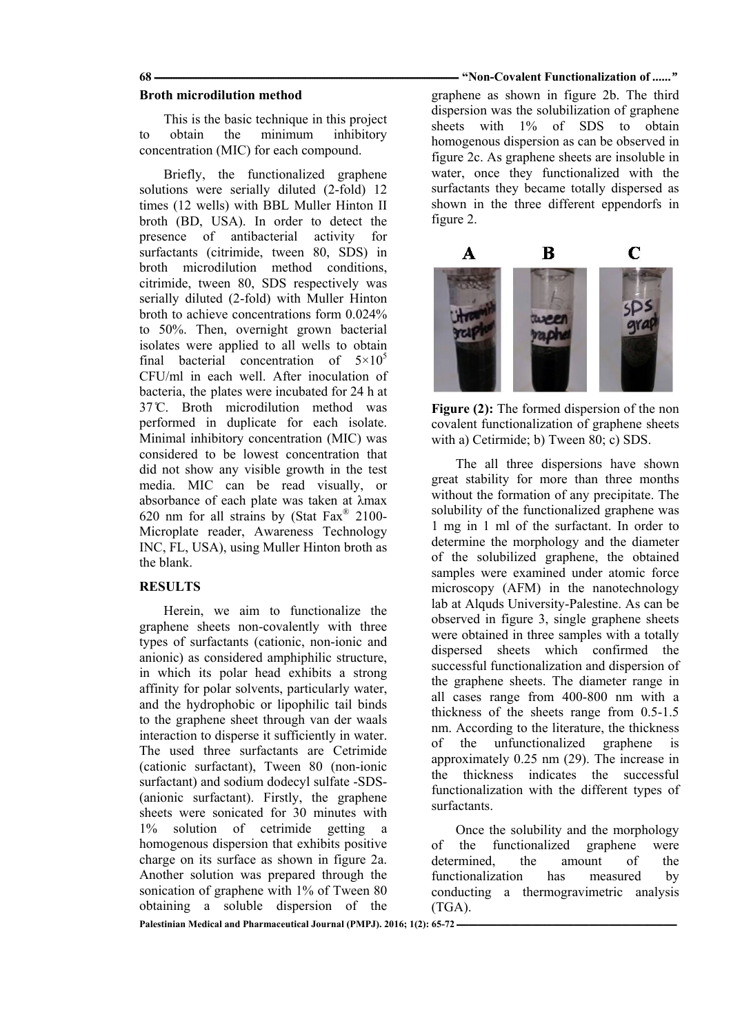## Broth microdilution method

This is the basic technique in this project to obtain the minimum inhibitory concentration (MIC) for each compound.

Briefly, the functionalized graphene solutions were serially diluted (2-fold) 12 times (12 wells) with BBL Muller Hinton II broth (BD, USA). In order to detect the presence of antibacterial activity for surfactants (citrimide, tween 80, SDS) in broth microdilution method conditions, citrimide, tween 80, SDS respectively was serially diluted (2-fold) with Muller Hinton broth to achieve concentrations form 0.024% to 50%. Then, overnight grown bacterial isolates were applied to all wells to obtain final bacterial concentration of $5×10^5$ CFU/ml in each well. After inoculation of bacteria, the plates were incubated for 24 h at 37℃. Broth microdilution method was performed in duplicate for each isolate. Minimal inhibitory concentration (MIC) was considered to be lowest concentration that did not show any visible growth in the test media. MIC can be read visually, or absorbance of each plate was taken at λmax 620 nm for all strains by (Stat Fax® 2100-Microplate reader, Awareness Technology INC, FL, USA), using Muller Hinton broth as the blank.

## RESULTS

Herein, we aim to functionalize the graphene sheets non-covalently with three types of surfactants (cationic, non-ionic and anionic) as considered amphiphilic structure, in which its polar head exhibits a strong affinity for polar solvents, particularly water, and the hydrophobic or lipophilic tail binds to the graphene sheet through van der waals interaction to disperse it sufficiently in water. The used three surfactants are Cetrimide (cationic surfactant), Tween 80 (non-ionic surfactant) and sodium dodecyl sulfate -SDS- (anionic surfactant). Firstly, the graphene sheets were sonicated for 30 minutes with 1% solution of cetrimide getting a homogenous dispersion that exhibits positive charge on its surface as shown in figure 2a. Another solution was prepared through the sonication of graphene with 1% of Tween 80 obtaining a soluble dispersion of the graphene as shown in figure 2b. The third dispersion was the solubilization of graphene sheets with 1% of SDS to obtain homogenous dispersion as can be observed in figure 2c. As graphene sheets are insoluble in water, once they functionalized with the surfactants they became totally dispersed as shown in the three different eppendorfs in figure 2.

**Figure (2):** The formed dispersion of the non covalent functionalization of graphene sheets with a) Cetirmide; b) Tween 80; c) SDS.

The all three dispersions have shown great stability for more than three months without the formation of any precipitate. The solubility of the functionalized graphene was 1 mg in 1 ml of the surfactant. In order to determine the morphology and the diameter of the solubilized graphene, the obtained samples were examined under atomic force microscopy (AFM) in the nanotechnology lab at Alquds University-Palestine. As can be observed in figure 3, single graphene sheets were obtained in three samples with a totally dispersed sheets which confirmed the successful functionalization and dispersion of the graphene sheets. The diameter range in all cases range from 400-800 nm with a thickness of the sheets range from 0.5-1.5 nm. According to the literature, the thickness of the unfunctionalized graphene is approximately 0.25 nm (29). The increase in the thickness indicates the successful functionalization with the different types of surfactants.

Once the solubility and the morphology of the functionalized graphene were determined, the amount of the functionalization has measured by conducting a thermogravimetric analysis (TGA).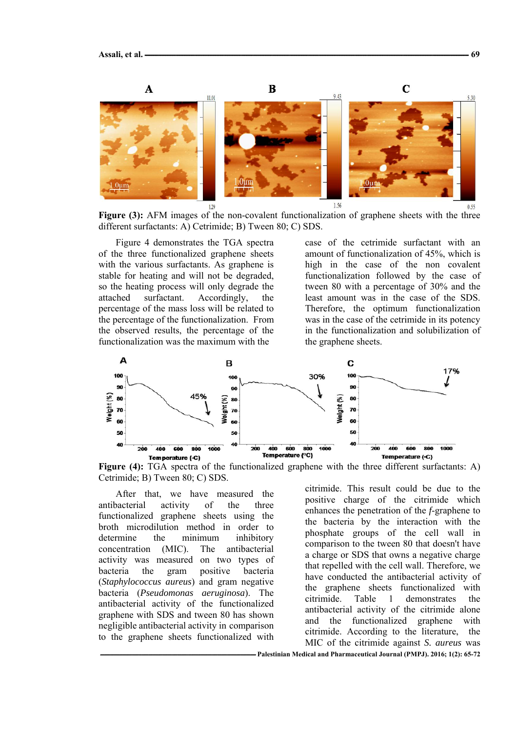**Figure (3):** AFM images of the non-covalent functionalization of graphene sheets with the three different surfactants: A) Cetrimide; B) Tween 80; C) SDS.

Figure 4 demonstrates the TGA spectra of the three functionalized graphene sheets with the various surfactants. As graphene is stable for heating and will not be degraded, so the heating process will only degrade the attached surfactant. Accordingly, the percentage of the mass loss will be related to the percentage of the functionalization. From the observed results, the percentage of the functionalization was the maximum with the case of the cetrimide surfactant with an amount of functionalization of 45%, which is high in the case of the non covalent functionalization followed by the case of tween 80 with a percentage of 30% and the least amount was in the case of the SDS. Therefore, the optimum functionalization was in the case of the cetrimide in its potency in the functionalization and solubilization of the graphene sheets.

**Figure (4):** TGA spectra of the functionalized graphene with the three different surfactants: A) Cetrimide; B) Tween 80; C) SDS.

After that, we have measured the antibacterial activity of the three functionalized graphene sheets using the broth microdilution method in order to determine the minimum inhibitory concentration (MIC). The antibacterial activity was measured on two types of bacteria the gram positive bacteria (*Staphylococcus aureus*) and gram negative bacteria (*Pseudomonas aeruginosa*). The antibacterial activity of the functionalized graphene with SDS and tween 80 has shown negligible antibacterial activity in comparison to the graphene sheets functionalized with citrimide. This result could be due to the positive charge of the citrimide which enhances the penetration of the *f*-graphene to the bacteria by the interaction with the phosphate groups of the cell wall in comparison to the tween 80 that doesn't have a charge or SDS that owns a negative charge that repelled with the cell wall. Therefore, we have conducted the antibacterial activity of the graphene sheets functionalized with citrimide. Table 1 demonstrates the antibacterial activity of the citrimide alone and the functionalized graphene with citrimide. According to the literature, the MIC of the citrimide against *S. aureus* was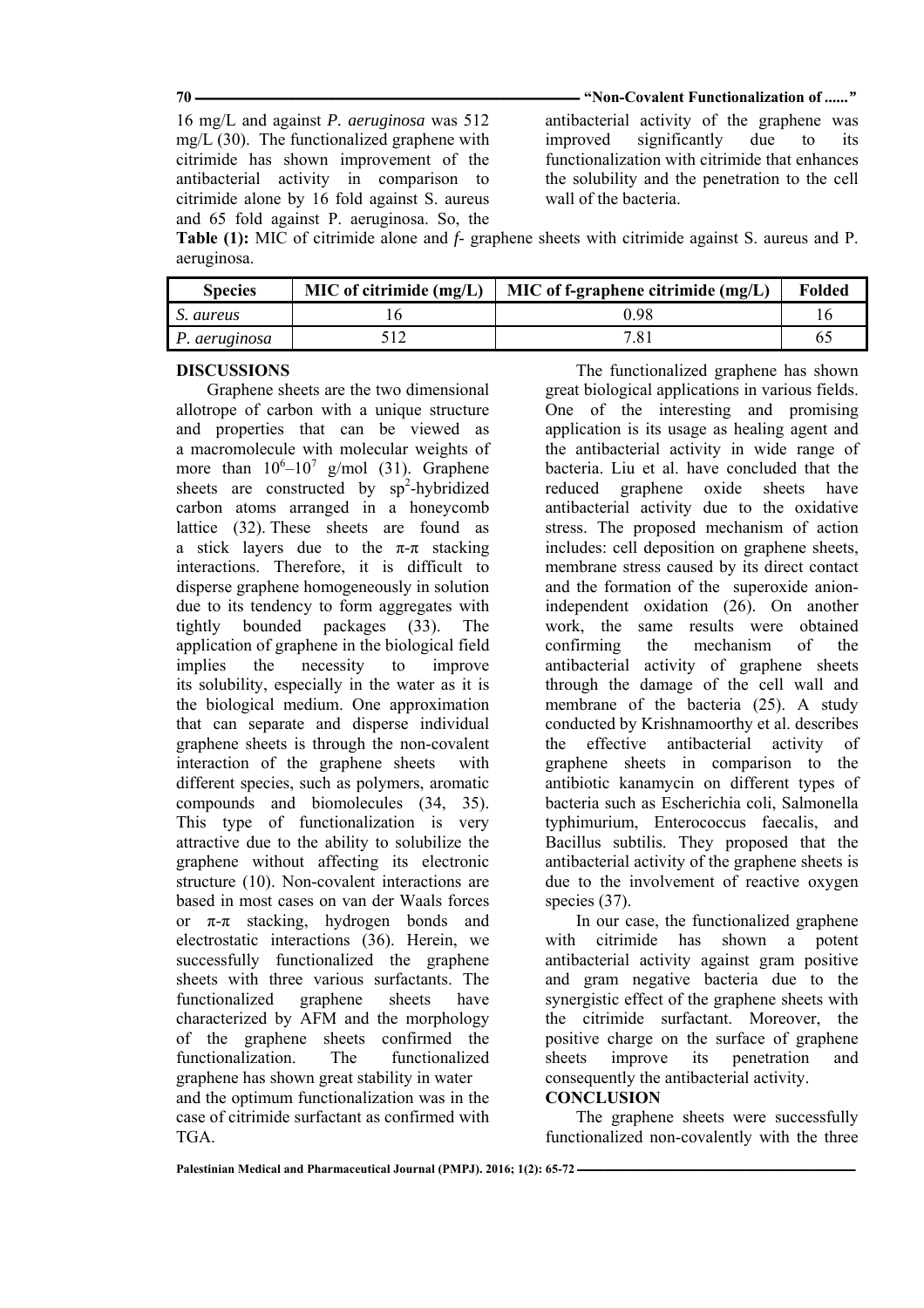16 mg/L and against *P. aeruginosa* was 512 mg/L (30). The functionalized graphene with citrimide has shown improvement of the antibacterial activity in comparison to citrimide alone by 16 fold against S. aureus and 65 fold against P. aeruginosa. So, the antibacterial activity of the graphene was improved significantly due to its functionalization with citrimide that enhances the solubility and the penetration to the cell wall of the bacteria.

**Table (1):** MIC of citrimide alone and *f*- graphene sheets with citrimide against S. aureus and P. aeruginosa.

| Species | MIC of citrimide (mg/L) | MIC of f-graphene citrimide (mg/L) | Folded |
|---|---|---|---|
| *S. aureus* | 16 | 0.98 | 16 |
| *P. aeruginosa* | 512 | 7.81 | 65 |

## DISCUSSIONS

Graphene sheets are the two dimensional allotrope of carbon with a unique structure and properties that can be viewed as a macromolecule with molecular weights of more than $10^6$–$10^7$ g/mol (31). Graphene sheets are constructed by $sp^2$-hybridized carbon atoms arranged in a honeycomb lattice (32). These sheets are found as a stick layers due to the π-π stacking interactions. Therefore, it is difficult to disperse graphene homogeneously in solution due to its tendency to form aggregates with tightly bounded packages (33). The application of graphene in the biological field implies the necessity to improve its solubility, especially in the water as it is the biological medium. One approximation that can separate and disperse individual graphene sheets is through the non-covalent interaction of the graphene sheets with different species, such as polymers, aromatic compounds and biomolecules (34, 35). This type of functionalization is very attractive due to the ability to solubilize the graphene without affecting its electronic structure (10). Non-covalent interactions are based in most cases on van der Waals forces or π-π stacking, hydrogen bonds and electrostatic interactions (36). Herein, we successfully functionalized the graphene sheets with three various surfactants. The functionalized graphene sheets have characterized by AFM and the morphology of the graphene sheets confirmed the functionalization. The functionalized graphene has shown great stability in water and the optimum functionalization was in the case of citrimide surfactant as confirmed with TGA.

The functionalized graphene has shown great biological applications in various fields. One of the interesting and promising application is its usage as healing agent and the antibacterial activity in wide range of bacteria. Liu et al. have concluded that the reduced graphene oxide sheets have antibacterial activity due to the oxidative stress. The proposed mechanism of action includes: cell deposition on graphene sheets, membrane stress caused by its direct contact and the formation of the superoxide anion-independent oxidation (26). On another work, the same results were obtained confirming the mechanism of the antibacterial activity of graphene sheets through the damage of the cell wall and membrane of the bacteria (25). A study conducted by Krishnamoorthy et al. describes the effective antibacterial activity of graphene sheets in comparison to the antibiotic kanamycin on different types of bacteria such as Escherichia coli, Salmonella typhimurium, Enterococcus faecalis, and Bacillus subtilis. They proposed that the antibacterial activity of the graphene sheets is due to the involvement of reactive oxygen species (37).

In our case, the functionalized graphene with citrimide has shown a potent antibacterial activity against gram positive and gram negative bacteria due to the synergistic effect of the graphene sheets with the citrimide surfactant. Moreover, the positive charge on the surface of graphene sheets improve its penetration and consequently the antibacterial activity.

## CONCLUSION

The graphene sheets were successfully functionalized non-covalently with the three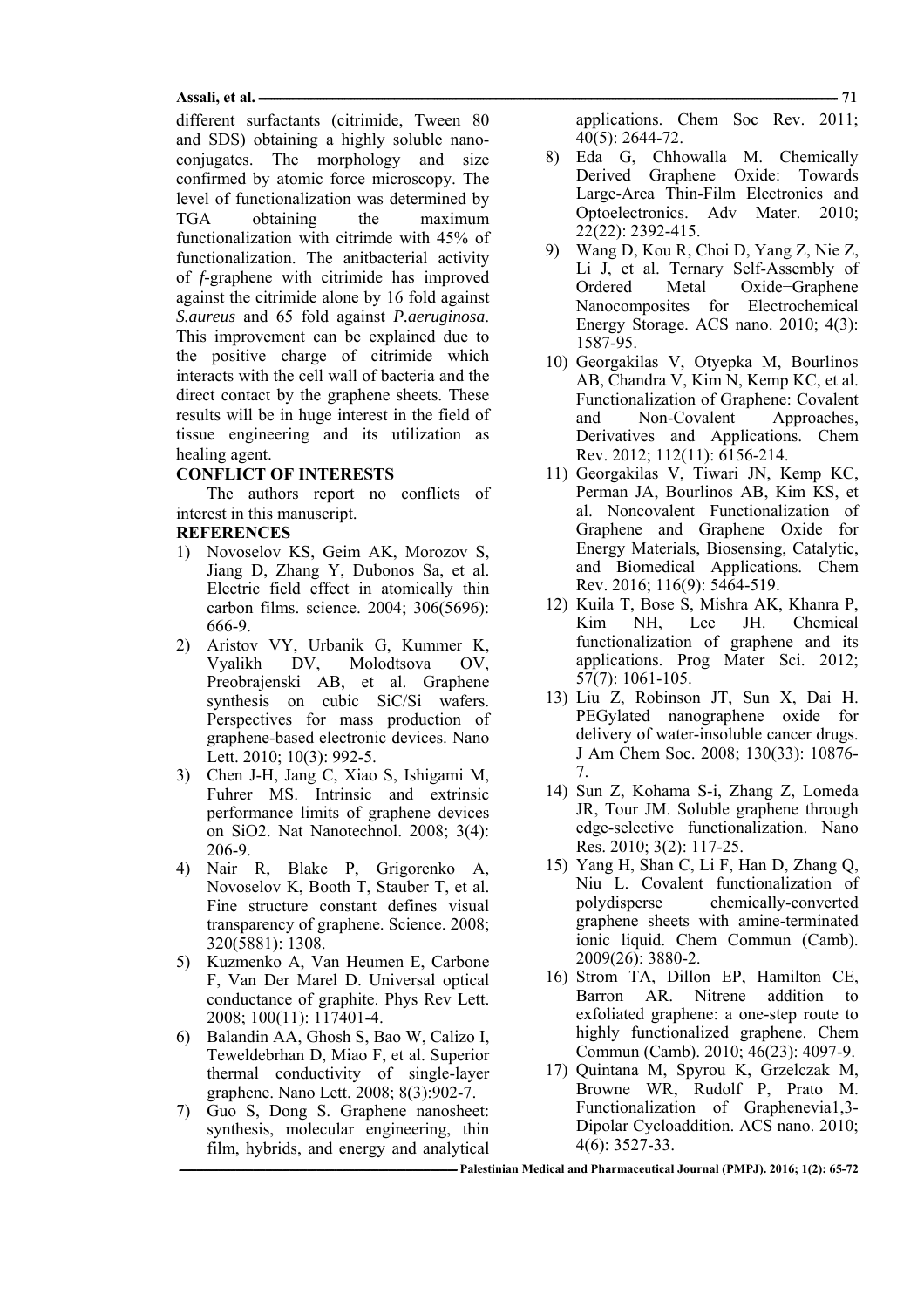different surfactants (citrimide, Tween 80 and SDS) obtaining a highly soluble nano-conjugates. The morphology and size confirmed by atomic force microscopy. The level of functionalization was determined by TGA obtaining the maximum functionalization with citrimde with 45% of functionalization. The anitbacterial activity of *f*-graphene with citrimide has improved against the citrimide alone by 16 fold against *S.aureus* and 65 fold against *P.aeruginosa*. This improvement can be explained due to the positive charge of citrimide which interacts with the cell wall of bacteria and the direct contact by the graphene sheets. These results will be in huge interest in the field of tissue engineering and its utilization as healing agent.

## CONFLICT OF INTERESTS

The authors report no conflicts of interest in this manuscript.

## REFERENCES

1) Novoselov KS, Geim AK, Morozov S, Jiang D, Zhang Y, Dubonos Sa, et al. Electric field effect in atomically thin carbon films. science. 2004; 306(5696): 666-9.
2) Aristov VY, Urbanik G, Kummer K, Vyalikh DV, Molodtsova OV, Preobrajenski AB, et al. Graphene synthesis on cubic SiC/Si wafers. Perspectives for mass production of graphene-based electronic devices. Nano Lett. 2010; 10(3): 992-5.
3) Chen J-H, Jang C, Xiao S, Ishigami M, Fuhrer MS. Intrinsic and extrinsic performance limits of graphene devices on SiO2. Nat Nanotechnol. 2008; 3(4): 206-9.
4) Nair R, Blake P, Grigorenko A, Novoselov K, Booth T, Stauber T, et al. Fine structure constant defines visual transparency of graphene. Science. 2008; 320(5881): 1308.
5) Kuzmenko A, Van Heumen E, Carbone F, Van Der Marel D. Universal optical conductance of graphite. Phys Rev Lett. 2008; 100(11): 117401-4.
6) Balandin AA, Ghosh S, Bao W, Calizo I, Teweldebrhan D, Miao F, et al. Superior thermal conductivity of single-layer graphene. Nano Lett. 2008; 8(3):902-7.
7) Guo S, Dong S. Graphene nanosheet: synthesis, molecular engineering, thin film, hybrids, and energy and analytical applications. Chem Soc Rev. 2011; 40(5): 2644-72.
8) Eda G, Chhowalla M. Chemically Derived Graphene Oxide: Towards Large-Area Thin-Film Electronics and Optoelectronics. Adv Mater. 2010; 22(22): 2392-415.
9) Wang D, Kou R, Choi D, Yang Z, Nie Z, Li J, et al. Ternary Self-Assembly of Ordered Metal Oxide−Graphene Nanocomposites for Electrochemical Energy Storage. ACS nano. 2010; 4(3): 1587-95.
10) Georgakilas V, Otyepka M, Bourlinos AB, Chandra V, Kim N, Kemp KC, et al. Functionalization of Graphene: Covalent and Non-Covalent Approaches, Derivatives and Applications. Chem Rev. 2012; 112(11): 6156-214.
11) Georgakilas V, Tiwari JN, Kemp KC, Perman JA, Bourlinos AB, Kim KS, et al. Noncovalent Functionalization of Graphene and Graphene Oxide for Energy Materials, Biosensing, Catalytic, and Biomedical Applications. Chem Rev. 2016; 116(9): 5464-519.
12) Kuila T, Bose S, Mishra AK, Khanra P, Kim NH, Lee JH. Chemical functionalization of graphene and its applications. Prog Mater Sci. 2012; 57(7): 1061-105.
13) Liu Z, Robinson JT, Sun X, Dai H. PEGylated nanographene oxide for delivery of water-insoluble cancer drugs. J Am Chem Soc. 2008; 130(33): 10876-7.
14) Sun Z, Kohama S-i, Zhang Z, Lomeda JR, Tour JM. Soluble graphene through edge-selective functionalization. Nano Res. 2010; 3(2): 117-25.
15) Yang H, Shan C, Li F, Han D, Zhang Q, Niu L. Covalent functionalization of polydisperse chemically-converted graphene sheets with amine-terminated ionic liquid. Chem Commun (Camb). 2009(26): 3880-2.
16) Strom TA, Dillon EP, Hamilton CE, Barron AR. Nitrene addition to exfoliated graphene: a one-step route to highly functionalized graphene. Chem Commun (Camb). 2010; 46(23): 4097-9.
17) Quintana M, Spyrou K, Grzelczak M, Browne WR, Rudolf P, Prato M. Functionalization of Graphenevia1,3-Dipolar Cycloaddition. ACS nano. 2010; 4(6): 3527-33.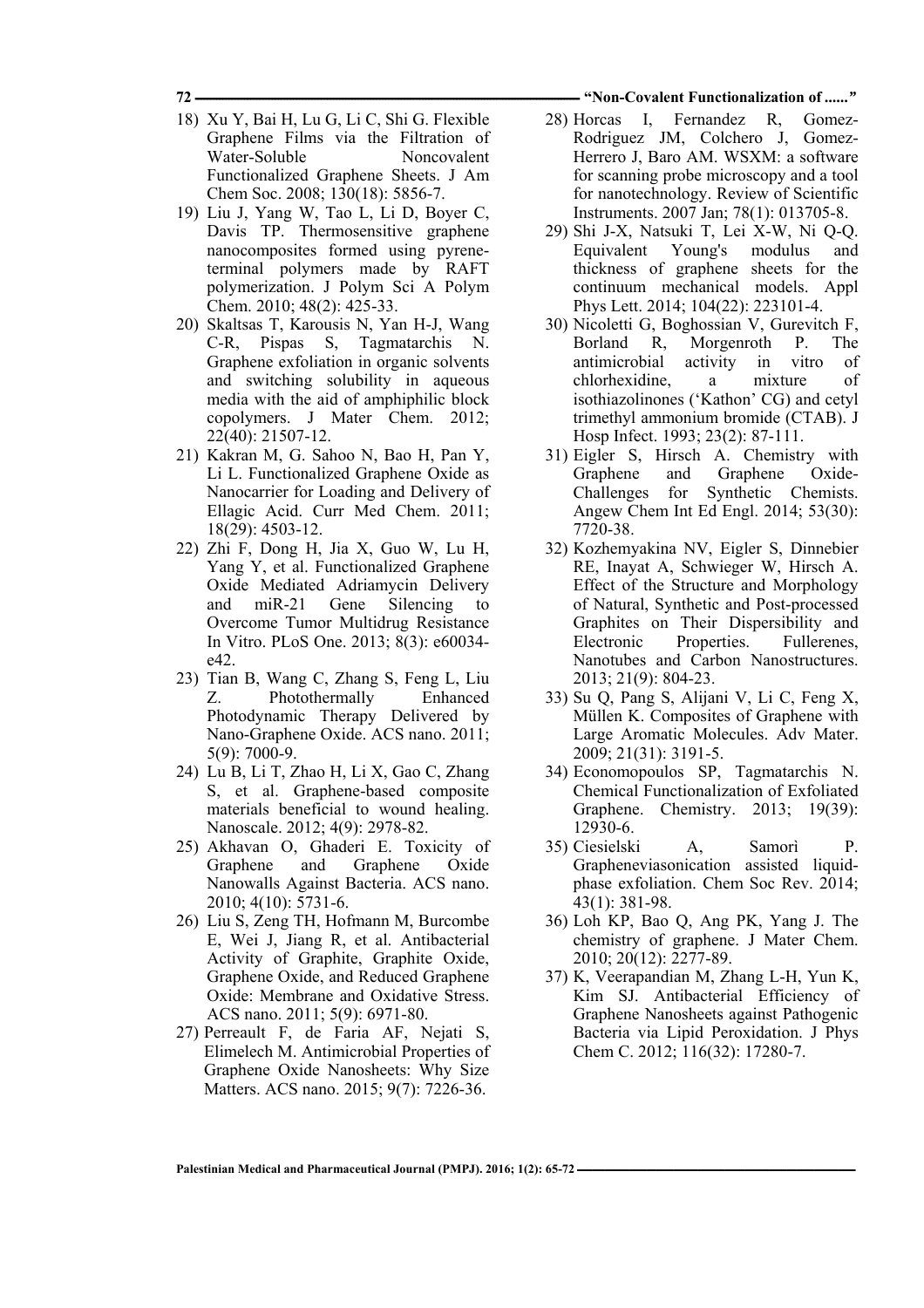18) Xu Y, Bai H, Lu G, Li C, Shi G. Flexible Graphene Films via the Filtration of Water-Soluble Noncovalent Functionalized Graphene Sheets. J Am Chem Soc. 2008; 130(18): 5856-7.
19) Liu J, Yang W, Tao L, Li D, Boyer C, Davis TP. Thermosensitive graphene nanocomposites formed using pyrene-terminal polymers made by RAFT polymerization. J Polym Sci A Polym Chem. 2010; 48(2): 425-33.
20) Skaltsas T, Karousis N, Yan H-J, Wang C-R, Pispas S, Tagmatarchis N. Graphene exfoliation in organic solvents and switching solubility in aqueous media with the aid of amphiphilic block copolymers. J Mater Chem. 2012; 22(40): 21507-12.
21) Kakran M, G. Sahoo N, Bao H, Pan Y, Li L. Functionalized Graphene Oxide as Nanocarrier for Loading and Delivery of Ellagic Acid. Curr Med Chem. 2011; 18(29): 4503-12.
22) Zhi F, Dong H, Jia X, Guo W, Lu H, Yang Y, et al. Functionalized Graphene Oxide Mediated Adriamycin Delivery and miR-21 Gene Silencing to Overcome Tumor Multidrug Resistance In Vitro. PLoS One. 2013; 8(3): e60034-e42.
23) Tian B, Wang C, Zhang S, Feng L, Liu Z. Photothermally Enhanced Photodynamic Therapy Delivered by Nano-Graphene Oxide. ACS nano. 2011; 5(9): 7000-9.
24) Lu B, Li T, Zhao H, Li X, Gao C, Zhang S, et al. Graphene-based composite materials beneficial to wound healing. Nanoscale. 2012; 4(9): 2978-82.
25) Akhavan O, Ghaderi E. Toxicity of Graphene and Graphene Oxide Nanowalls Against Bacteria. ACS nano. 2010; 4(10): 5731-6.
26) Liu S, Zeng TH, Hofmann M, Burcombe E, Wei J, Jiang R, et al. Antibacterial Activity of Graphite, Graphite Oxide, Graphene Oxide, and Reduced Graphene Oxide: Membrane and Oxidative Stress. ACS nano. 2011; 5(9): 6971-80.
27) Perreault F, de Faria AF, Nejati S, Elimelech M. Antimicrobial Properties of Graphene Oxide Nanosheets: Why Size Matters. ACS nano. 2015; 9(7): 7226-36.
28) Horcas I, Fernandez R, Gomez-Rodriguez JM, Colchero J, Gomez-Herrero J, Baro AM. WSXM: a software for scanning probe microscopy and a tool for nanotechnology. Review of Scientific Instruments. 2007 Jan; 78(1): 013705-8.
29) Shi J-X, Natsuki T, Lei X-W, Ni Q-Q. Equivalent Young's modulus and thickness of graphene sheets for the continuum mechanical models. Appl Phys Lett. 2014; 104(22): 223101-4.
30) Nicoletti G, Boghossian V, Gurevitch F, Borland R, Morgenroth P. The antimicrobial activity in vitro of chlorhexidine, a mixture of isothiazolinones ('Kathon' CG) and cetyl trimethyl ammonium bromide (CTAB). J Hosp Infect. 1993; 23(2): 87-111.
31) Eigler S, Hirsch A. Chemistry with Graphene and Graphene Oxide-Challenges for Synthetic Chemists. Angew Chem Int Ed Engl. 2014; 53(30): 7720-38.
32) Kozhemyakina NV, Eigler S, Dinnebier RE, Inayat A, Schwieger W, Hirsch A. Effect of the Structure and Morphology of Natural, Synthetic and Post-processed Graphites on Their Dispersibility and Electronic Properties. Fullerenes, Nanotubes and Carbon Nanostructures. 2013; 21(9): 804-23.
33) Su Q, Pang S, Alijani V, Li C, Feng X, Müllen K. Composites of Graphene with Large Aromatic Molecules. Adv Mater. 2009; 21(31): 3191-5.
34) Economopoulos SP, Tagmatarchis N. Chemical Functionalization of Exfoliated Graphene. Chemistry. 2013; 19(39): 12930-6.
35) Ciesielski A, Samorì P. Grapheneviasonication assisted liquid-phase exfoliation. Chem Soc Rev. 2014; 43(1): 381-98.
36) Loh KP, Bao Q, Ang PK, Yang J. The chemistry of graphene. J Mater Chem. 2010; 20(12): 2277-89.
37) K, Veerapandian M, Zhang L-H, Yun K, Kim SJ. Antibacterial Efficiency of Graphene Nanosheets against Pathogenic Bacteria via Lipid Peroxidation. J Phys Chem C. 2012; 116(32): 17280-7.